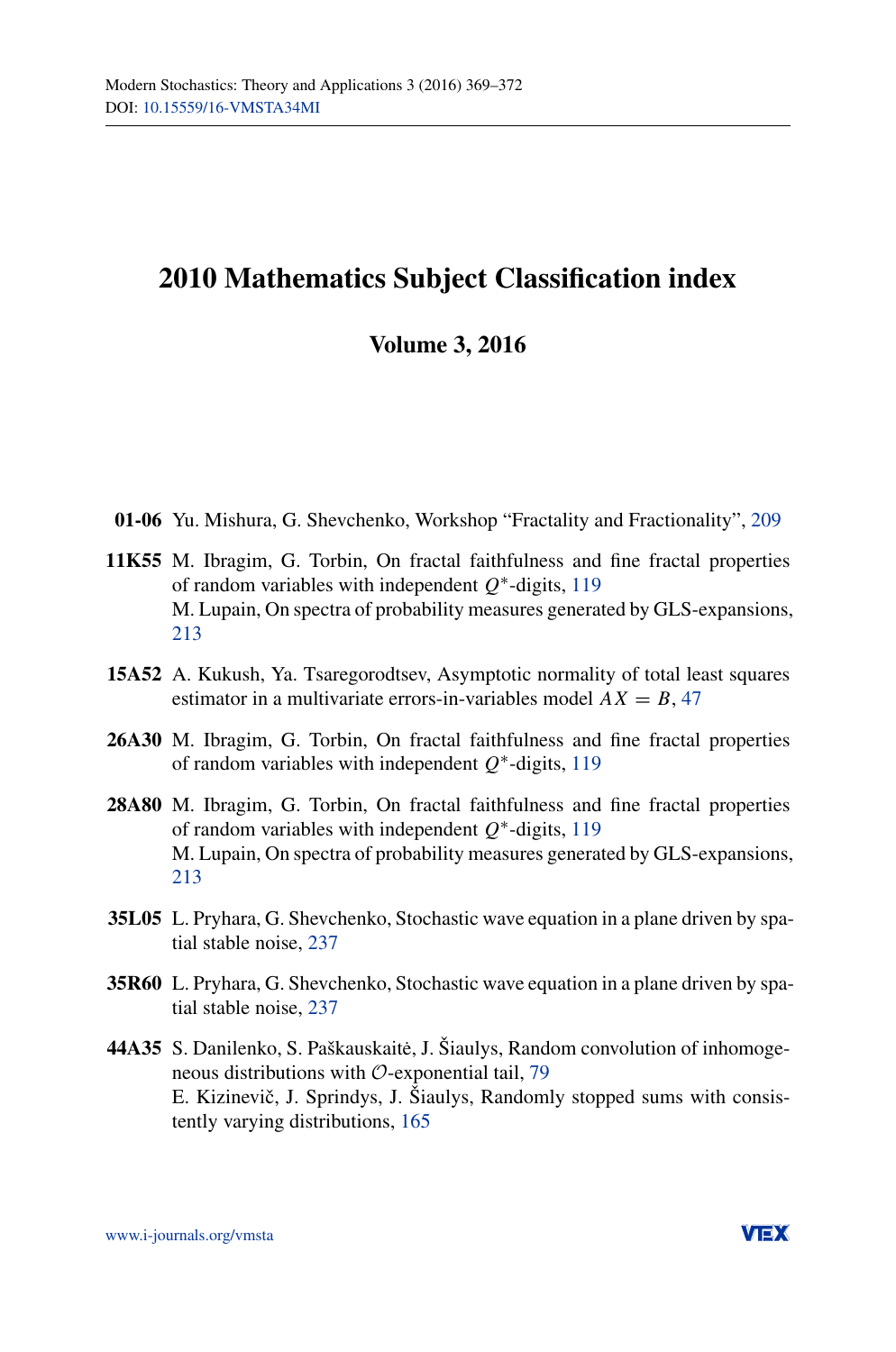# 2010 Mathematics Subject Classification index

## Volume 3, 2016

**01-06** Yu. Mishura, G. Shevchenko, Workshop “Fractality and Fractionality”, 209

**11K55** M. Ibragim, G. Torbin, On fractal faithfulness and fine fractal properties of random variables with independent $Q^*$-digits, 119
M. Lupain, On spectra of probability measures generated by GLS-expansions, 213

**15A52** A. Kukush, Ya. Tsaregorodtsev, Asymptotic normality of total least squares estimator in a multivariate errors-in-variables model $AX = B$, 47

**26A30** M. Ibragim, G. Torbin, On fractal faithfulness and fine fractal properties of random variables with independent $Q^*$-digits, 119

**28A80** M. Ibragim, G. Torbin, On fractal faithfulness and fine fractal properties of random variables with independent $Q^*$-digits, 119
M. Lupain, On spectra of probability measures generated by GLS-expansions, 213

**35L05** L. Pryhara, G. Shevchenko, Stochastic wave equation in a plane driven by spatial stable noise, 237

**35R60** L. Pryhara, G. Shevchenko, Stochastic wave equation in a plane driven by spatial stable noise, 237

**44A35** S. Danilenko, S. Paškauskaitė, J. Šiaulys, Random convolution of inhomogeneous distributions with $\mathcal{O}$-exponential tail, 79
E. Kizinevič, J. Sprindys, J. Šiaulys, Randomly stopped sums with consistently varying distributions, 165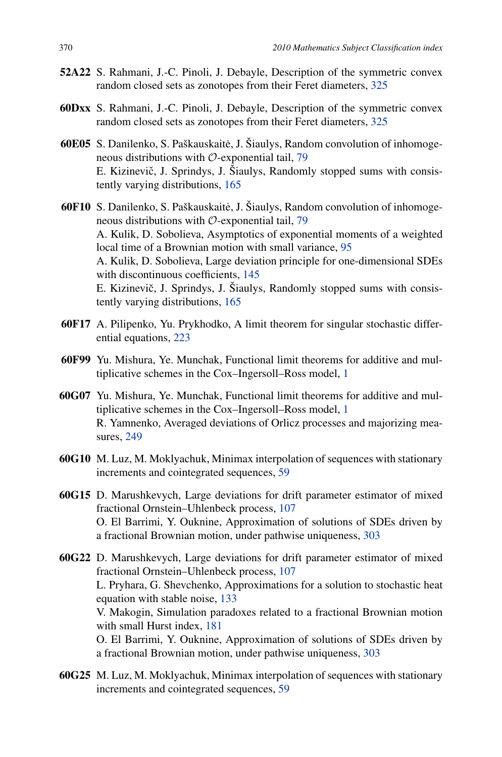**52A22** S. Rahmani, J.-C. Pinoli, J. Debayle, Description of the symmetric convex random closed sets as zonotopes from their Feret diameters, 325

**60Dxx** S. Rahmani, J.-C. Pinoli, J. Debayle, Description of the symmetric convex random closed sets as zonotopes from their Feret diameters, 325

**60E05** S. Danilenko, S. Paškauskaitė, J. Šiaulys, Random convolution of inhomogeneous distributions with $\mathcal{O}$-exponential tail, 79
E. Kizinevič, J. Sprindys, J. Šiaulys, Randomly stopped sums with consistently varying distributions, 165

**60F10** S. Danilenko, S. Paškauskaitė, J. Šiaulys, Random convolution of inhomogeneous distributions with $\mathcal{O}$-exponential tail, 79
A. Kulik, D. Sobolieva, Asymptotics of exponential moments of a weighted local time of a Brownian motion with small variance, 95
A. Kulik, D. Sobolieva, Large deviation principle for one-dimensional SDEs with discontinuous coefficients, 145
E. Kizinevič, J. Sprindys, J. Šiaulys, Randomly stopped sums with consistently varying distributions, 165

**60F17** A. Pilipenko, Yu. Prykhodko, A limit theorem for singular stochastic differential equations, 223

**60F99** Yu. Mishura, Ye. Munchak, Functional limit theorems for additive and multiplicative schemes in the Cox–Ingersoll–Ross model, 1

**60G07** Yu. Mishura, Ye. Munchak, Functional limit theorems for additive and multiplicative schemes in the Cox–Ingersoll–Ross model, 1
R. Yamnenko, Averaged deviations of Orlicz processes and majorizing measures, 249

**60G10** M. Luz, M. Moklyachuk, Minimax interpolation of sequences with stationary increments and cointegrated sequences, 59

**60G15** D. Marushkevych, Large deviations for drift parameter estimator of mixed fractional Ornstein–Uhlenbeck process, 107
O. El Barrimi, Y. Ouknine, Approximation of solutions of SDEs driven by a fractional Brownian motion, under pathwise uniqueness, 303

**60G22** D. Marushkevych, Large deviations for drift parameter estimator of mixed fractional Ornstein–Uhlenbeck process, 107
L. Pryhara, G. Shevchenko, Approximations for a solution to stochastic heat equation with stable noise, 133
V. Makogin, Simulation paradoxes related to a fractional Brownian motion with small Hurst index, 181
O. El Barrimi, Y. Ouknine, Approximation of solutions of SDEs driven by a fractional Brownian motion, under pathwise uniqueness, 303

**60G25** M. Luz, M. Moklyachuk, Minimax interpolation of sequences with stationary increments and cointegrated sequences, 59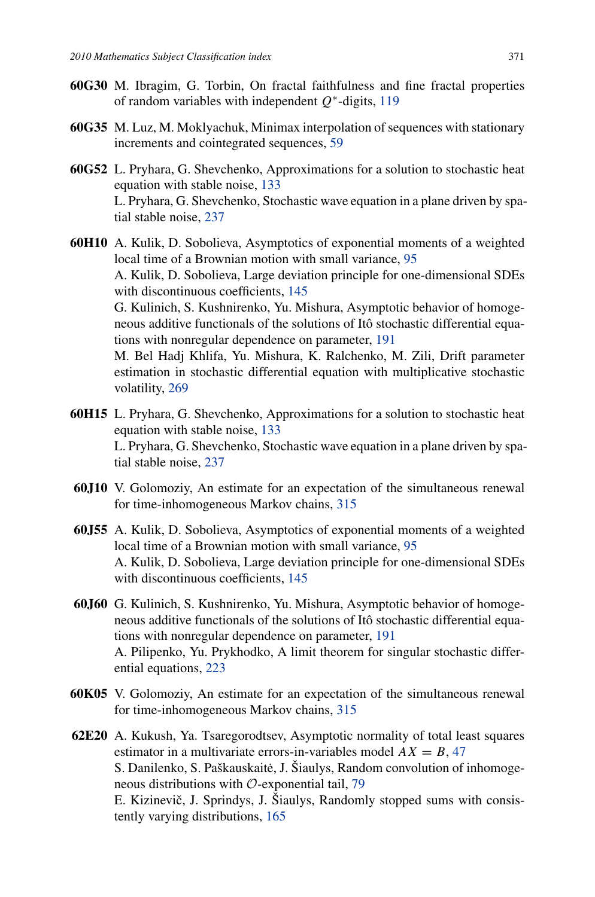**60G30** M. Ibragim, G. Torbin, On fractal faithfulness and fine fractal properties of random variables with independent $Q^*$-digits, 119

**60G35** M. Luz, M. Moklyachuk, Minimax interpolation of sequences with stationary increments and cointegrated sequences, 59

**60G52** L. Pryhara, G. Shevchenko, Approximations for a solution to stochastic heat equation with stable noise, 133
L. Pryhara, G. Shevchenko, Stochastic wave equation in a plane driven by spatial stable noise, 237

**60H10** A. Kulik, D. Sobolieva, Asymptotics of exponential moments of a weighted local time of a Brownian motion with small variance, 95
A. Kulik, D. Sobolieva, Large deviation principle for one-dimensional SDEs with discontinuous coefficients, 145
G. Kulinich, S. Kushnirenko, Yu. Mishura, Asymptotic behavior of homogeneous additive functionals of the solutions of Itô stochastic differential equations with nonregular dependence on parameter, 191
M. Bel Hadj Khlifa, Yu. Mishura, K. Ralchenko, M. Zili, Drift parameter estimation in stochastic differential equation with multiplicative stochastic volatility, 269

**60H15** L. Pryhara, G. Shevchenko, Approximations for a solution to stochastic heat equation with stable noise, 133
L. Pryhara, G. Shevchenko, Stochastic wave equation in a plane driven by spatial stable noise, 237

**60J10** V. Golomoziy, An estimate for an expectation of the simultaneous renewal for time-inhomogeneous Markov chains, 315

**60J55** A. Kulik, D. Sobolieva, Asymptotics of exponential moments of a weighted local time of a Brownian motion with small variance, 95
A. Kulik, D. Sobolieva, Large deviation principle for one-dimensional SDEs with discontinuous coefficients, 145

**60J60** G. Kulinich, S. Kushnirenko, Yu. Mishura, Asymptotic behavior of homogeneous additive functionals of the solutions of Itô stochastic differential equations with nonregular dependence on parameter, 191
A. Pilipenko, Yu. Prykhodko, A limit theorem for singular stochastic differential equations, 223

**60K05** V. Golomoziy, An estimate for an expectation of the simultaneous renewal for time-inhomogeneous Markov chains, 315

**62E20** A. Kukush, Ya. Tsaregorodtsev, Asymptotic normality of total least squares estimator in a multivariate errors-in-variables model $AX = B$, 47
S. Danilenko, S. Paškauskaitė, J. Šiaulys, Random convolution of inhomogeneous distributions with $\mathcal{O}$-exponential tail, 79
E. Kizinevič, J. Sprindys, J. Šiaulys, Randomly stopped sums with consistently varying distributions, 165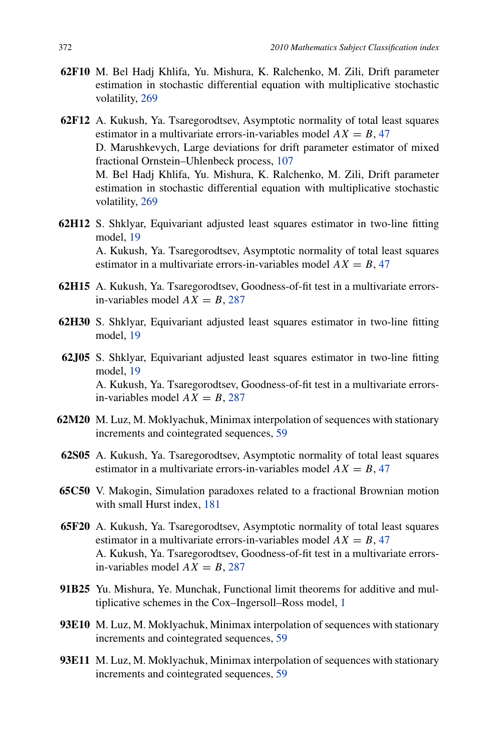**62F10** M. Bel Hadj Khlifa, Yu. Mishura, K. Ralchenko, M. Zili, Drift parameter estimation in stochastic differential equation with multiplicative stochastic volatility, 269

**62F12** A. Kukush, Ya. Tsaregorodtsev, Asymptotic normality of total least squares estimator in a multivariate errors-in-variables model $AX = B$, 47
D. Marushkevych, Large deviations for drift parameter estimator of mixed fractional Ornstein–Uhlenbeck process, 107
M. Bel Hadj Khlifa, Yu. Mishura, K. Ralchenko, M. Zili, Drift parameter estimation in stochastic differential equation with multiplicative stochastic volatility, 269

**62H12** S. Shklyar, Equivariant adjusted least squares estimator in two-line fitting model, 19
A. Kukush, Ya. Tsaregorodtsev, Asymptotic normality of total least squares estimator in a multivariate errors-in-variables model $AX = B$, 47

**62H15** A. Kukush, Ya. Tsaregorodtsev, Goodness-of-fit test in a multivariate errors-in-variables model $AX = B$, 287

**62H30** S. Shklyar, Equivariant adjusted least squares estimator in two-line fitting model, 19

**62J05** S. Shklyar, Equivariant adjusted least squares estimator in two-line fitting model, 19
A. Kukush, Ya. Tsaregorodtsev, Goodness-of-fit test in a multivariate errors-in-variables model $AX = B$, 287

**62M20** M. Luz, M. Moklyachuk, Minimax interpolation of sequences with stationary increments and cointegrated sequences, 59

**62S05** A. Kukush, Ya. Tsaregorodtsev, Asymptotic normality of total least squares estimator in a multivariate errors-in-variables model $AX = B$, 47

**65C50** V. Makogin, Simulation paradoxes related to a fractional Brownian motion with small Hurst index, 181

**65F20** A. Kukush, Ya. Tsaregorodtsev, Asymptotic normality of total least squares estimator in a multivariate errors-in-variables model $AX = B$, 47
A. Kukush, Ya. Tsaregorodtsev, Goodness-of-fit test in a multivariate errors-in-variables model $AX = B$, 287

**91B25** Yu. Mishura, Ye. Munchak, Functional limit theorems for additive and multiplicative schemes in the Cox–Ingersoll–Ross model, 1

**93E10** M. Luz, M. Moklyachuk, Minimax interpolation of sequences with stationary increments and cointegrated sequences, 59

**93E11** M. Luz, M. Moklyachuk, Minimax interpolation of sequences with stationary increments and cointegrated sequences, 59